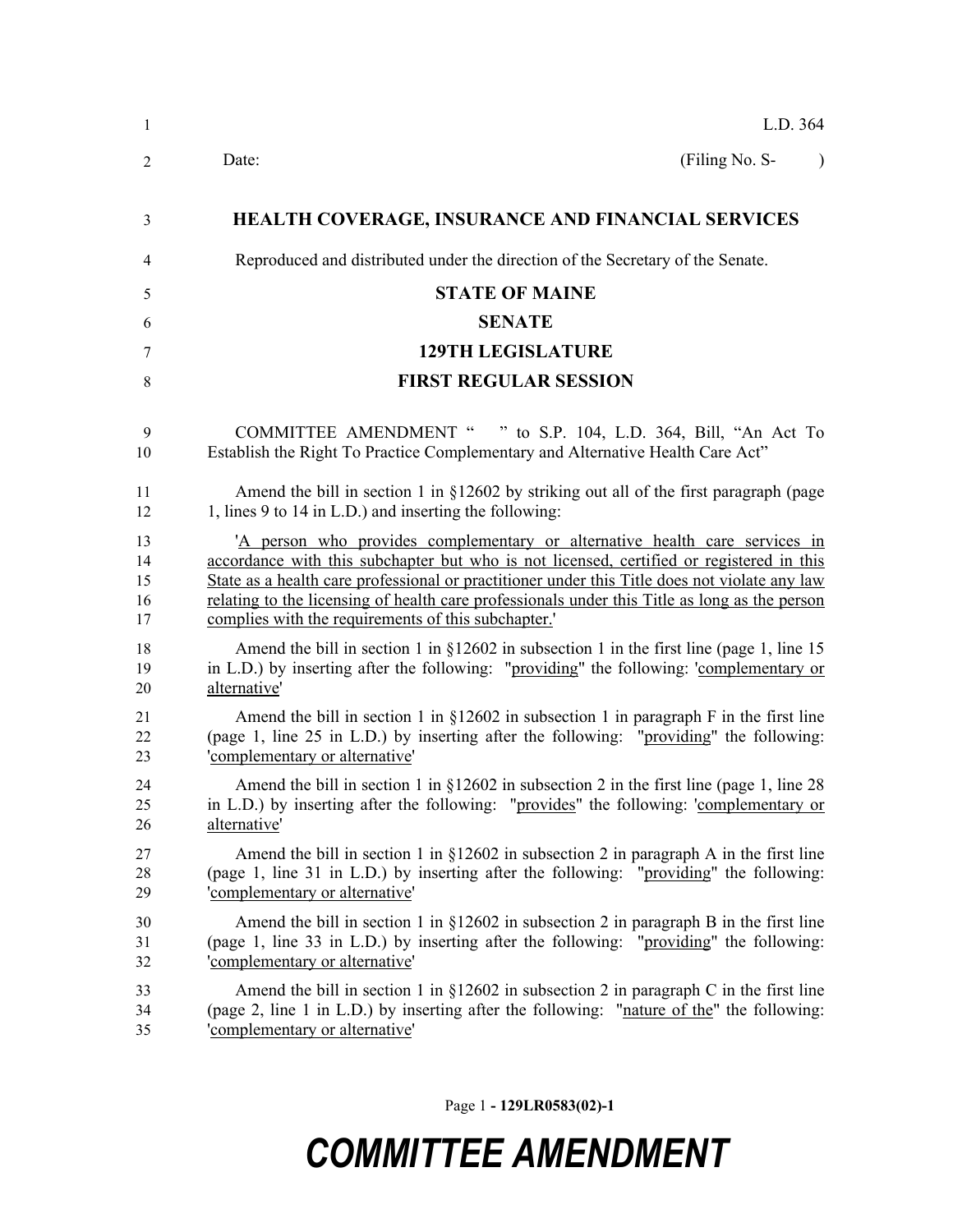L.D. 364

Date: (Filing No. S- )

**HEALTH COVERAGE, INSURANCE AND FINANCIAL SERVICES**

Reproduced and distributed under the direction of the Secretary of the Senate.

**STATE OF MAINE**

**SENATE**

**129TH LEGISLATURE**

**FIRST REGULAR SESSION**

COMMITTEE AMENDMENT " " to S.P. 104, L.D. 364, Bill, "An Act To Establish the Right To Practice Complementary and Alternative Health Care Act"

Amend the bill in section 1 in §12602 by striking out all of the first paragraph (page 1, lines 9 to 14 in L.D.) and inserting the following:

'A person who provides complementary or alternative health care services in accordance with this subchapter but who is not licensed, certified or registered in this State as a health care professional or practitioner under this Title does not violate any law relating to the licensing of health care professionals under this Title as long as the person complies with the requirements of this subchapter.'

Amend the bill in section 1 in §12602 in subsection 1 in the first line (page 1, line 15 in L.D.) by inserting after the following: "providing" the following: 'complementary or alternative'

Amend the bill in section 1 in §12602 in subsection 1 in paragraph F in the first line (page 1, line 25 in L.D.) by inserting after the following: "providing" the following: 'complementary or alternative'

Amend the bill in section 1 in §12602 in subsection 2 in the first line (page 1, line 28 in L.D.) by inserting after the following: "provides" the following: 'complementary or alternative'

Amend the bill in section 1 in §12602 in subsection 2 in paragraph A in the first line (page 1, line 31 in L.D.) by inserting after the following: "providing" the following: 'complementary or alternative'

Amend the bill in section 1 in §12602 in subsection 2 in paragraph B in the first line (page 1, line 33 in L.D.) by inserting after the following: "providing" the following: 'complementary or alternative'

Amend the bill in section 1 in §12602 in subsection 2 in paragraph C in the first line (page 2, line 1 in L.D.) by inserting after the following: "nature of the" the following: 'complementary or alternative'

Page 1 - 129LR0583(02)-1

***COMMITTEE AMENDMENT***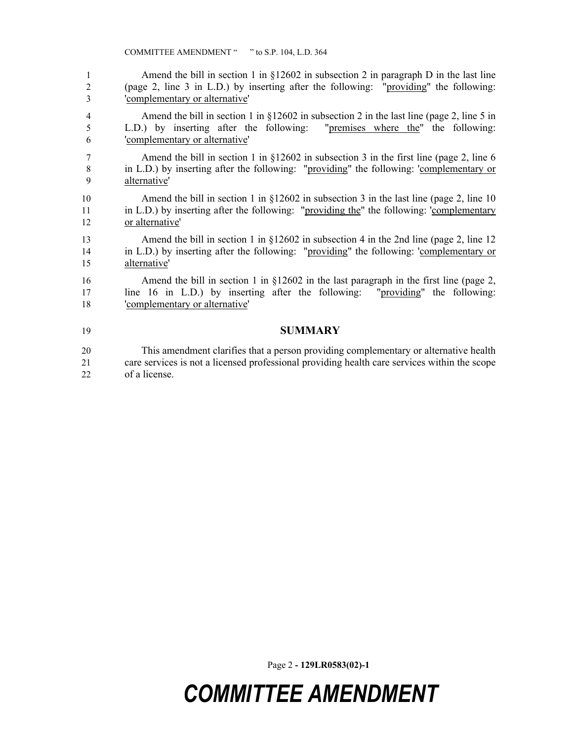Amend the bill in section 1 in §12602 in subsection 2 in paragraph D in the last line (page 2, line 3 in L.D.) by inserting after the following: "<u>providing</u>" the following: '<u>complementary or alternative</u>'

Amend the bill in section 1 in §12602 in subsection 2 in the last line (page 2, line 5 in L.D.) by inserting after the following: "<u>premises where the</u>" the following: '<u>complementary or alternative</u>'

Amend the bill in section 1 in §12602 in subsection 3 in the first line (page 2, line 6 in L.D.) by inserting after the following: "<u>providing</u>" the following: '<u>complementary or alternative</u>'

Amend the bill in section 1 in §12602 in subsection 3 in the last line (page 2, line 10 in L.D.) by inserting after the following: "<u>providing the</u>" the following: '<u>complementary or alternative</u>'

Amend the bill in section 1 in §12602 in subsection 4 in the 2nd line (page 2, line 12 in L.D.) by inserting after the following: "<u>providing</u>" the following: '<u>complementary or alternative</u>'

Amend the bill in section 1 in §12602 in the last paragraph in the first line (page 2, line 16 in L.D.) by inserting after the following: "<u>providing</u>" the following: '<u>complementary or alternative</u>'

## SUMMARY

This amendment clarifies that a person providing complementary or alternative health care services is not a licensed professional providing health care services within the scope of a license.